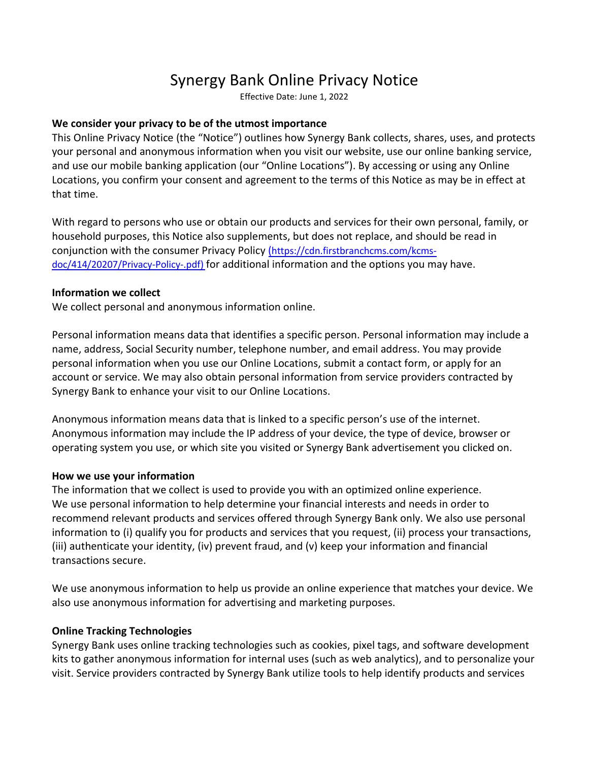# Synergy Bank Online Privacy Notice

Effective Date: June 1, 2022

**We consider your privacy to be of the utmost importance**

This Online Privacy Notice (the "Notice") outlines how Synergy Bank collects, shares, uses, and protects your personal and anonymous information when you visit our website, use our online banking service, and use our mobile banking application (our "Online Locations"). By accessing or using any Online Locations, you confirm your consent and agreement to the terms of this Notice as may be in effect at that time.

With regard to persons who use or obtain our products and services for their own personal, family, or household purposes, this Notice also supplements, but does not replace, and should be read in conjunction with the consumer Privacy Policy (https://cdn.firstbranchcms.com/kcms-doc/414/20207/Privacy-Policy-.pdf) for additional information and the options you may have.

**Information we collect**

We collect personal and anonymous information online.

Personal information means data that identifies a specific person. Personal information may include a name, address, Social Security number, telephone number, and email address. You may provide personal information when you use our Online Locations, submit a contact form, or apply for an account or service. We may also obtain personal information from service providers contracted by Synergy Bank to enhance your visit to our Online Locations.

Anonymous information means data that is linked to a specific person's use of the internet. Anonymous information may include the IP address of your device, the type of device, browser or operating system you use, or which site you visited or Synergy Bank advertisement you clicked on.

**How we use your information**

The information that we collect is used to provide you with an optimized online experience. We use personal information to help determine your financial interests and needs in order to recommend relevant products and services offered through Synergy Bank only. We also use personal information to (i) qualify you for products and services that you request, (ii) process your transactions, (iii) authenticate your identity, (iv) prevent fraud, and (v) keep your information and financial transactions secure.

We use anonymous information to help us provide an online experience that matches your device. We also use anonymous information for advertising and marketing purposes.

**Online Tracking Technologies**

Synergy Bank uses online tracking technologies such as cookies, pixel tags, and software development kits to gather anonymous information for internal uses (such as web analytics), and to personalize your visit. Service providers contracted by Synergy Bank utilize tools to help identify products and services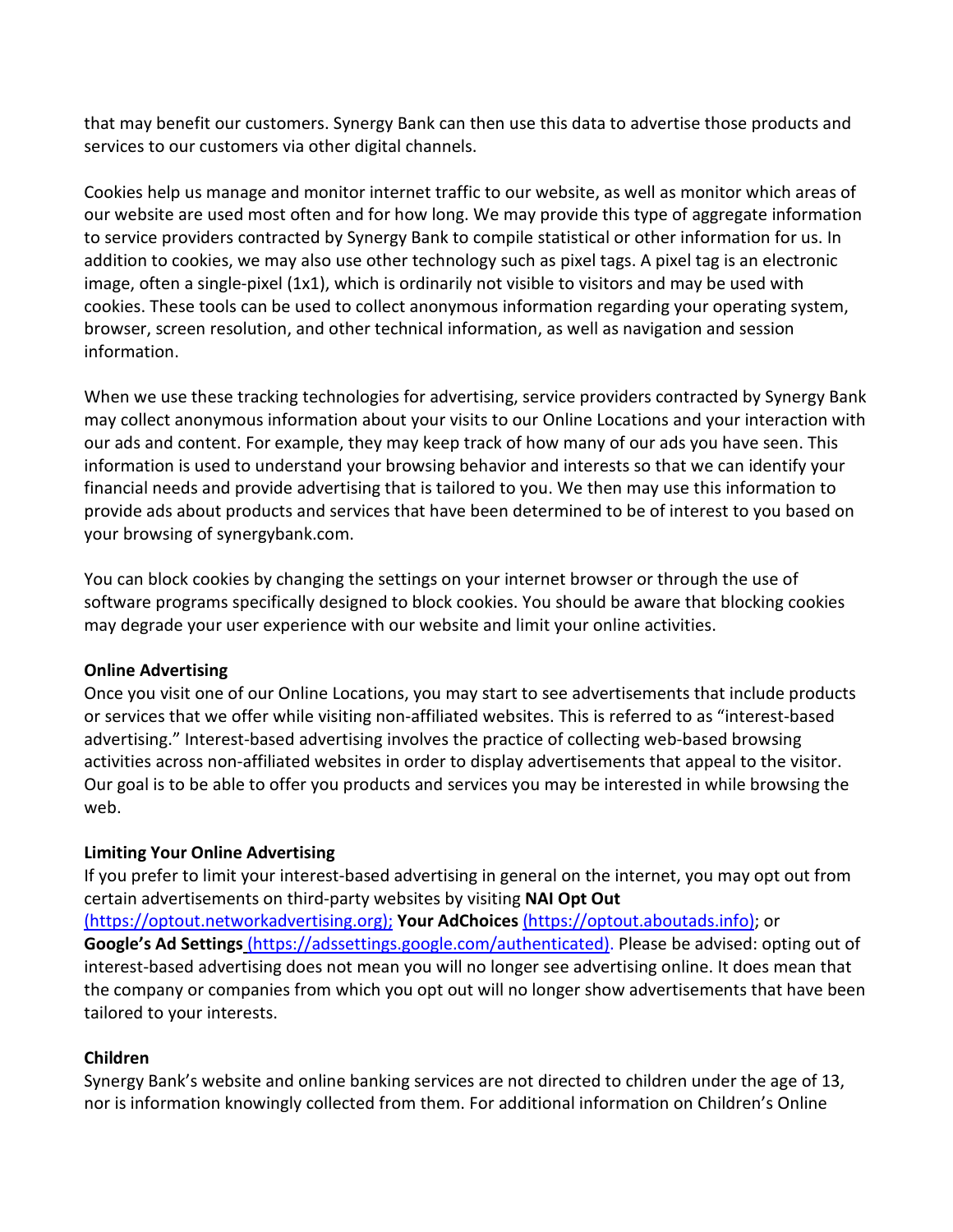that may benefit our customers. Synergy Bank can then use this data to advertise those products and services to our customers via other digital channels.

Cookies help us manage and monitor internet traffic to our website, as well as monitor which areas of our website are used most often and for how long. We may provide this type of aggregate information to service providers contracted by Synergy Bank to compile statistical or other information for us. In addition to cookies, we may also use other technology such as pixel tags. A pixel tag is an electronic image, often a single-pixel (1x1), which is ordinarily not visible to visitors and may be used with cookies. These tools can be used to collect anonymous information regarding your operating system, browser, screen resolution, and other technical information, as well as navigation and session information.

When we use these tracking technologies for advertising, service providers contracted by Synergy Bank may collect anonymous information about your visits to our Online Locations and your interaction with our ads and content. For example, they may keep track of how many of our ads you have seen. This information is used to understand your browsing behavior and interests so that we can identify your financial needs and provide advertising that is tailored to you. We then may use this information to provide ads about products and services that have been determined to be of interest to you based on your browsing of synergybank.com.

You can block cookies by changing the settings on your internet browser or through the use of software programs specifically designed to block cookies. You should be aware that blocking cookies may degrade your user experience with our website and limit your online activities.

**Online Advertising**

Once you visit one of our Online Locations, you may start to see advertisements that include products or services that we offer while visiting non-affiliated websites. This is referred to as "interest-based advertising." Interest-based advertising involves the practice of collecting web-based browsing activities across non-affiliated websites in order to display advertisements that appeal to the visitor. Our goal is to be able to offer you products and services you may be interested in while browsing the web.

**Limiting Your Online Advertising**

If you prefer to limit your interest-based advertising in general on the internet, you may opt out from certain advertisements on third-party websites by visiting **NAI Opt Out** (https://optout.networkadvertising.org); **Your AdChoices** (https://optout.aboutads.info); or **Google's Ad Settings** (https://adssettings.google.com/authenticated). Please be advised: opting out of interest-based advertising does not mean you will no longer see advertising online. It does mean that the company or companies from which you opt out will no longer show advertisements that have been tailored to your interests.

**Children**

Synergy Bank's website and online banking services are not directed to children under the age of 13, nor is information knowingly collected from them. For additional information on Children's Online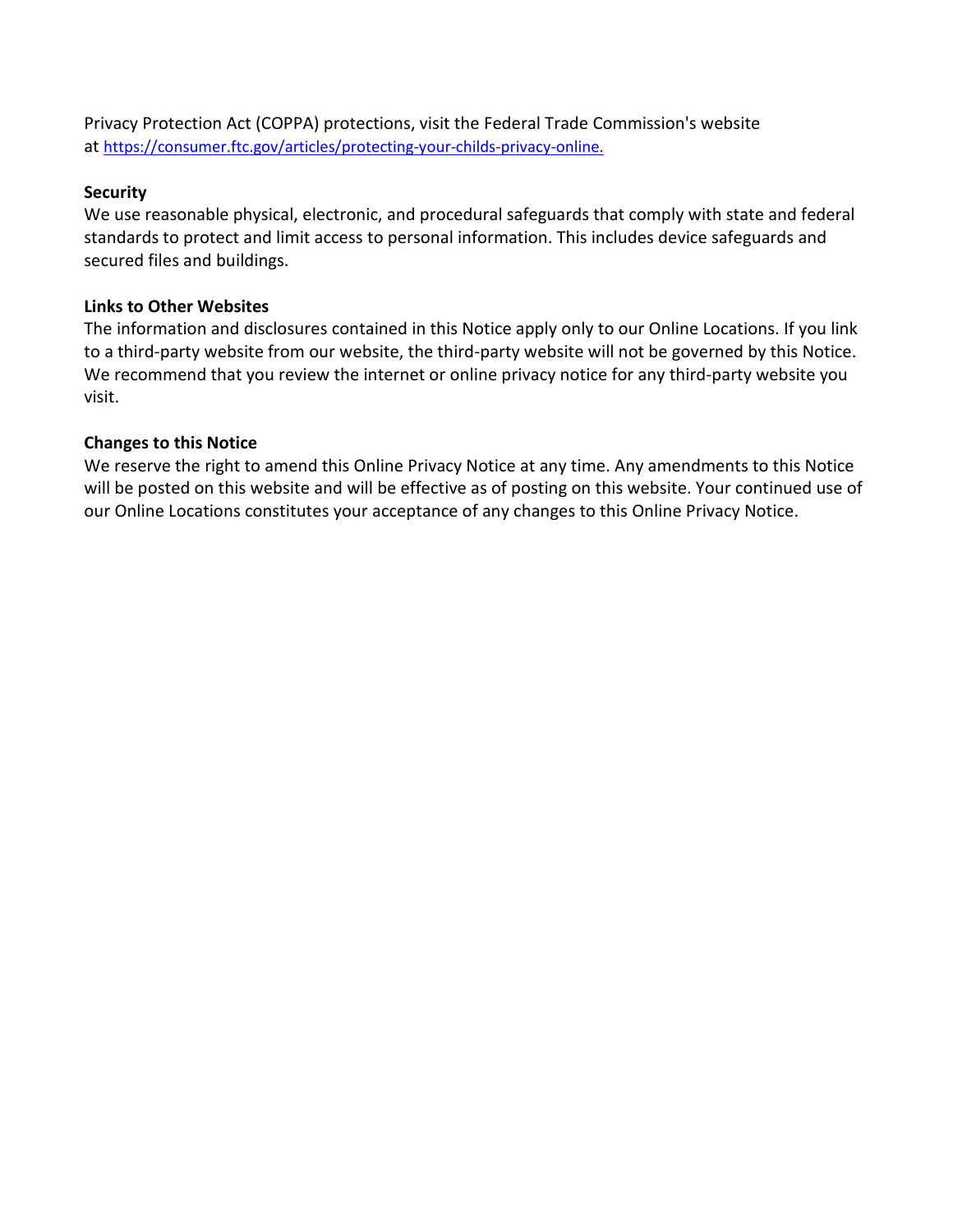Privacy Protection Act (COPPA) protections, visit the Federal Trade Commission's website at https://consumer.ftc.gov/articles/protecting-your-childs-privacy-online.

**Security**

We use reasonable physical, electronic, and procedural safeguards that comply with state and federal standards to protect and limit access to personal information. This includes device safeguards and secured files and buildings.

**Links to Other Websites**

The information and disclosures contained in this Notice apply only to our Online Locations. If you link to a third-party website from our website, the third-party website will not be governed by this Notice. We recommend that you review the internet or online privacy notice for any third-party website you visit.

**Changes to this Notice**

We reserve the right to amend this Online Privacy Notice at any time. Any amendments to this Notice will be posted on this website and will be effective as of posting on this website. Your continued use of our Online Locations constitutes your acceptance of any changes to this Online Privacy Notice.